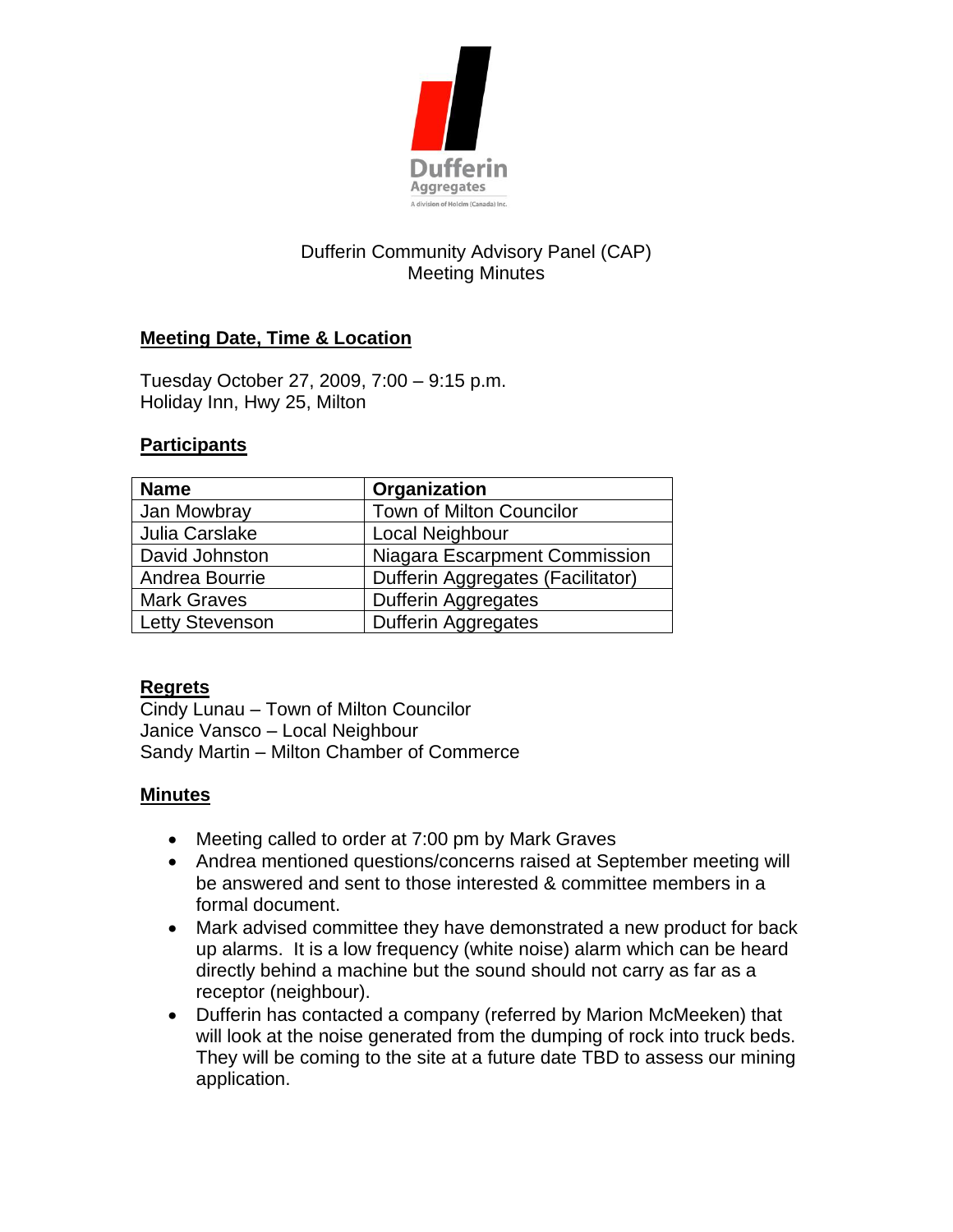Dufferin Aggregates
A division of Holcim (Canada) Inc.

# Dufferin Community Advisory Panel (CAP)
# Meeting Minutes

## Meeting Date, Time & Location

Tuesday October 27, 2009, 7:00 – 9:15 p.m.
Holiday Inn, Hwy 25, Milton

## Participants

| Name | Organization |
|---|---|
| Jan Mowbray | Town of Milton Councilor |
| Julia Carslake | Local Neighbour |
| David Johnston | Niagara Escarpment Commission |
| Andrea Bourrie | Dufferin Aggregates (Facilitator) |
| Mark Graves | Dufferin Aggregates |
| Letty Stevenson | Dufferin Aggregates |

## Regrets

Cindy Lunau – Town of Milton Councilor
Janice Vansco – Local Neighbour
Sandy Martin – Milton Chamber of Commerce

## Minutes

- Meeting called to order at 7:00 pm by Mark Graves
- Andrea mentioned questions/concerns raised at September meeting will be answered and sent to those interested & committee members in a formal document.
- Mark advised committee they have demonstrated a new product for back up alarms. It is a low frequency (white noise) alarm which can be heard directly behind a machine but the sound should not carry as far as a receptor (neighbour).
- Dufferin has contacted a company (referred by Marion McMeeken) that will look at the noise generated from the dumping of rock into truck beds. They will be coming to the site at a future date TBD to assess our mining application.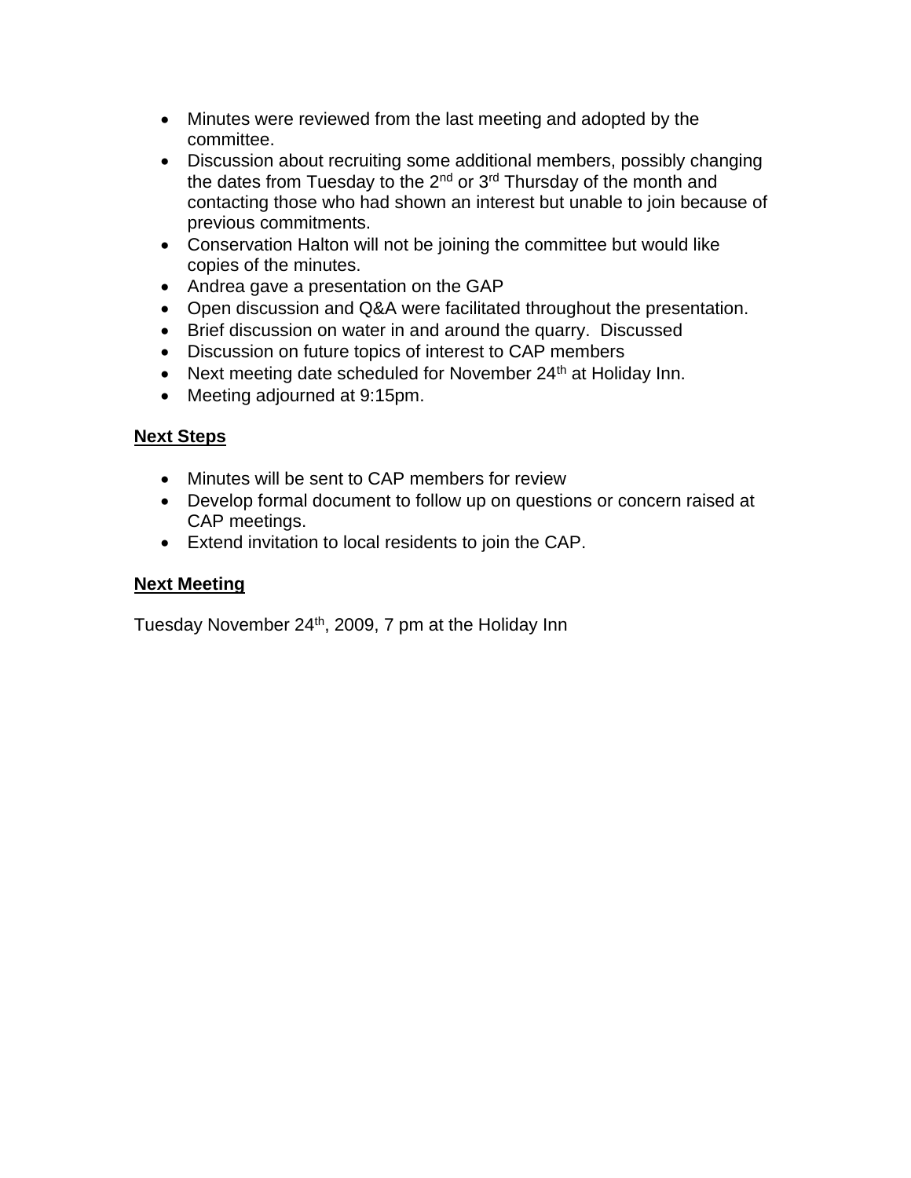- Minutes were reviewed from the last meeting and adopted by the committee.
- Discussion about recruiting some additional members, possibly changing the dates from Tuesday to the 2nd or 3rd Thursday of the month and contacting those who had shown an interest but unable to join because of previous commitments.
- Conservation Halton will not be joining the committee but would like copies of the minutes.
- Andrea gave a presentation on the GAP
- Open discussion and Q&A were facilitated throughout the presentation.
- Brief discussion on water in and around the quarry.  Discussed
- Discussion on future topics of interest to CAP members
- Next meeting date scheduled for November 24th at Holiday Inn.
- Meeting adjourned at 9:15pm.

**Next Steps**

- Minutes will be sent to CAP members for review
- Develop formal document to follow up on questions or concern raised at CAP meetings.
- Extend invitation to local residents to join the CAP.

**Next Meeting**

Tuesday November 24th, 2009, 7 pm at the Holiday Inn